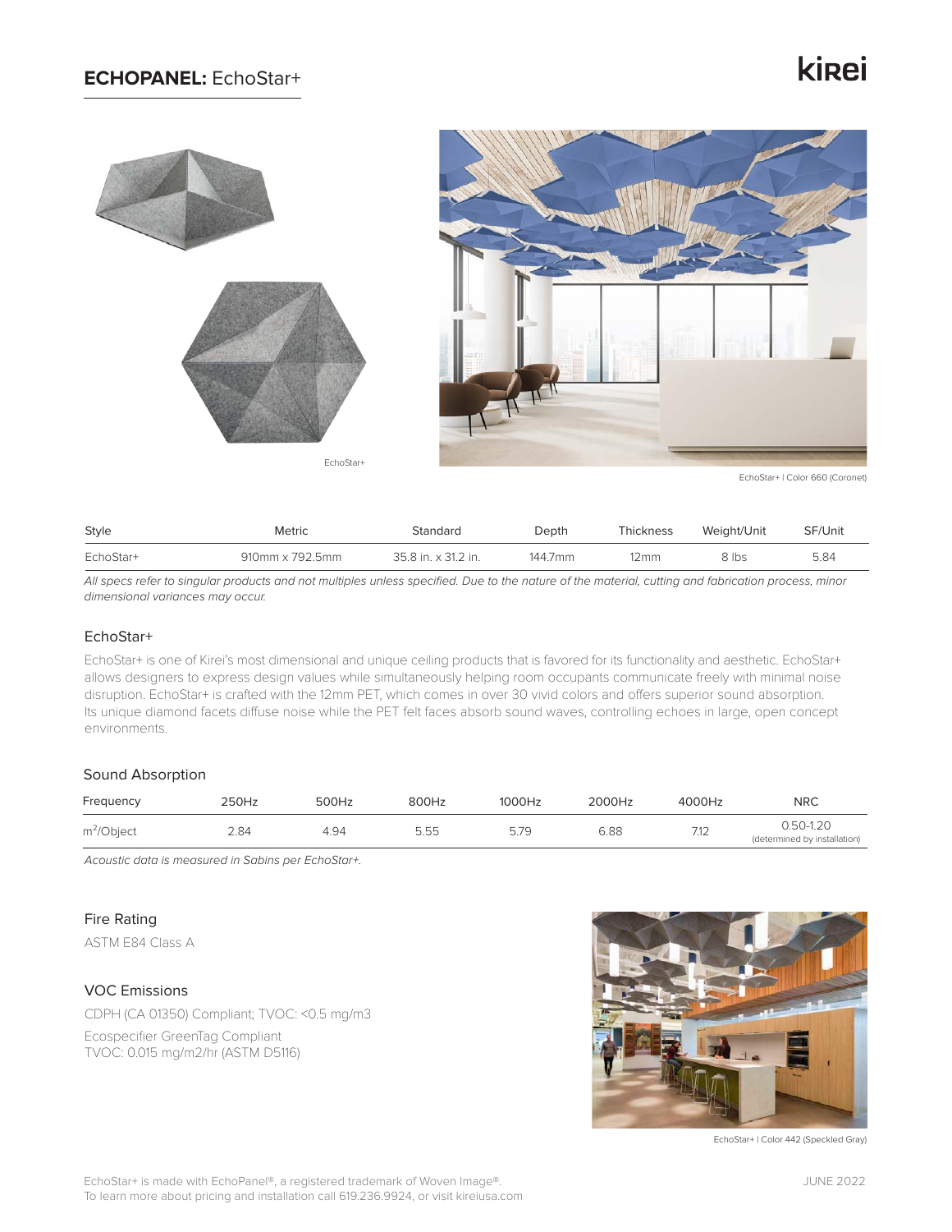# **ECHOPANEL:** EchoStar+

kirei

EchoStar+

EchoStar+ | Color 660 (Coronet)

| Style | Metric | Standard | Depth | Thickness | Weight/Unit | SF/Unit |
|---|---|---|---|---|---|---|
| EchoStar+ | 910mm x 792.5mm | 35.8 in. x 31.2 in. | 144.7mm | 12mm | 8 lbs | 5.84 |

*All specs refer to singular products and not multiples unless specified. Due to the nature of the material, cutting and fabrication process, minor dimensional variances may occur.*

## EchoStar+

EchoStar+ is one of Kirei's most dimensional and unique ceiling products that is favored for its functionality and aesthetic. EchoStar+ allows designers to express design values while simultaneously helping room occupants communicate freely with minimal noise disruption. EchoStar+ is crafted with the 12mm PET, which comes in over 30 vivid colors and offers superior sound absorption. Its unique diamond facets diffuse noise while the PET felt faces absorb sound waves, controlling echoes in large, open concept environments.

## Sound Absorption

| Frequency | 250Hz | 500Hz | 800Hz | 1000Hz | 2000Hz | 4000Hz | NRC |
|---|---|---|---|---|---|---|---|
| $m^2$/Object | 2.84 | 4.94 | 5.55 | 5.79 | 6.88 | 7.12 | 0.50-1.20 (determined by installation) |

*Acoustic data is measured in Sabins per EchoStar+.*

## Fire Rating

ASTM E84 Class A

## VOC Emissions

CDPH (CA 01350) Compliant; TVOC: <0.5 mg/m3

Ecospecifier GreenTag Compliant
TVOC: 0.015 mg/m2/hr (ASTM D5116)

EchoStar+ | Color 442 (Speckled Gray)

EchoStar+ is made with EchoPanel®, a registered trademark of Woven Image®.
To learn more about pricing and installation call 619.236.9924, or visit kireiusa.com

JUNE 2022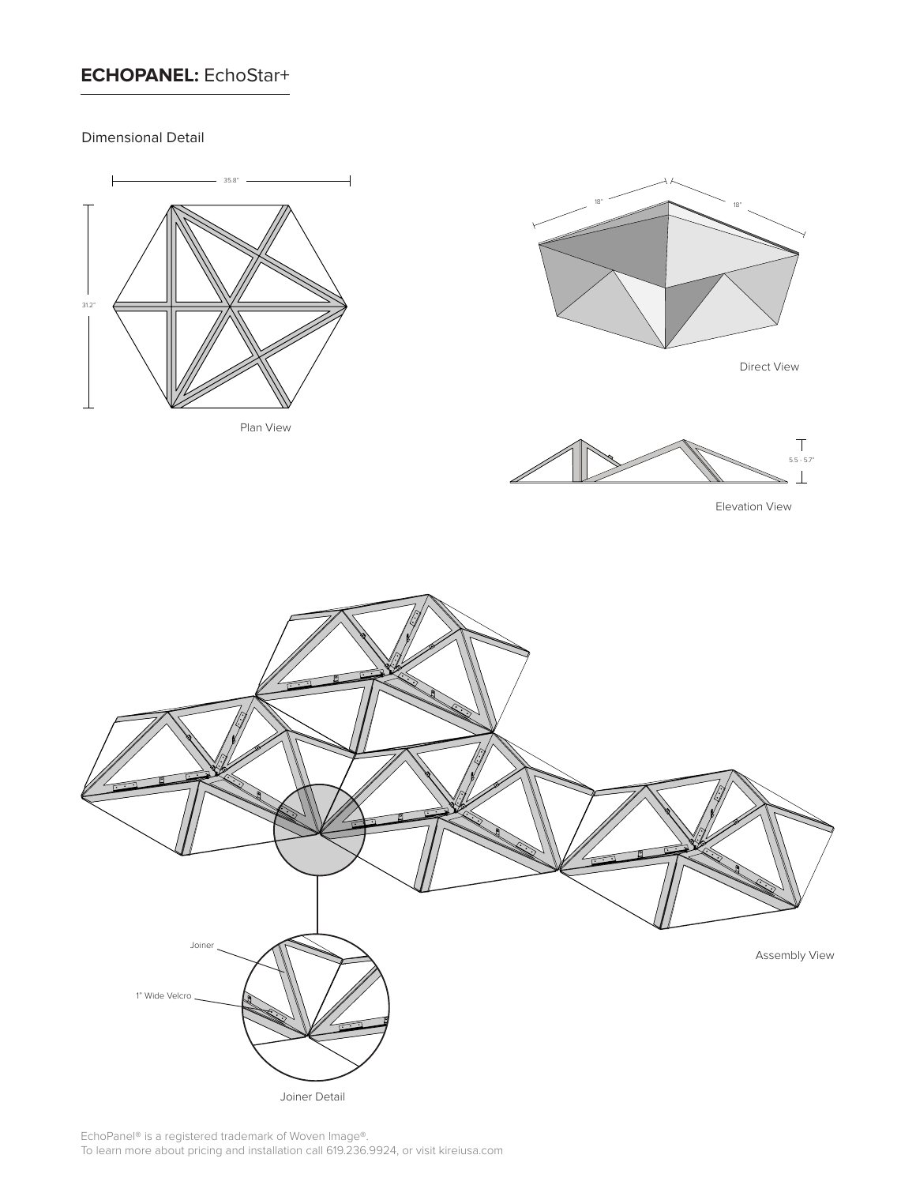## **ECHOPANEL:** EchoStar+

Dimensional Detail

35.8"

31.2"

Plan View

18"

18"

Direct View

5.5 - 5.7"

Elevation View

Assembly View

Joiner

1" Wide Velcro

Joiner Detail

EchoPanel® is a registered trademark of Woven Image®.
To learn more about pricing and installation call 619.236.9924, or visit kireiusa.com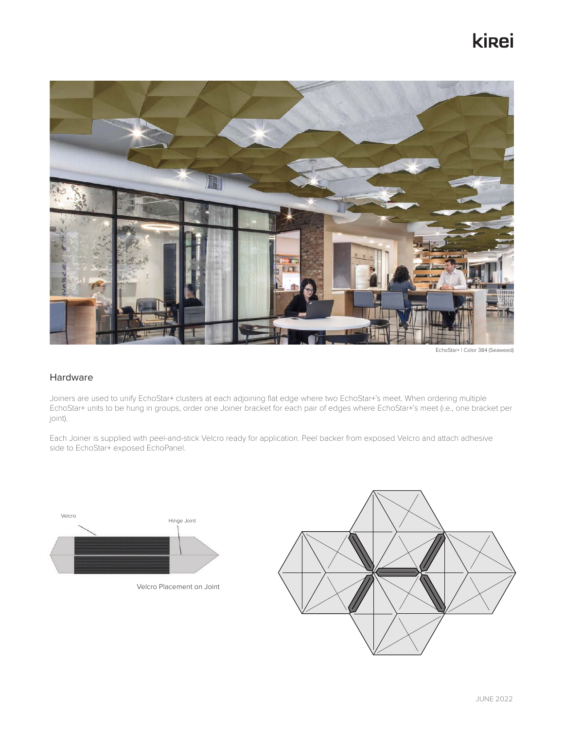EchoStar+ | Color 384 (Seaweed)

## Hardware

Joiners are used to unify EchoStar+ clusters at each adjoining flat edge where two EchoStar+'s meet. When ordering multiple EchoStar+ units to be hung in groups, order one Joiner bracket for each pair of edges where EchoStar+'s meet (i.e., one bracket per joint).

Each Joiner is supplied with peel-and-stick Velcro ready for application. Peel backer from exposed Velcro and attach adhesive side to EchoStar+ exposed EchoPanel.

Velcro

Hinge Joint

Velcro Placement on Joint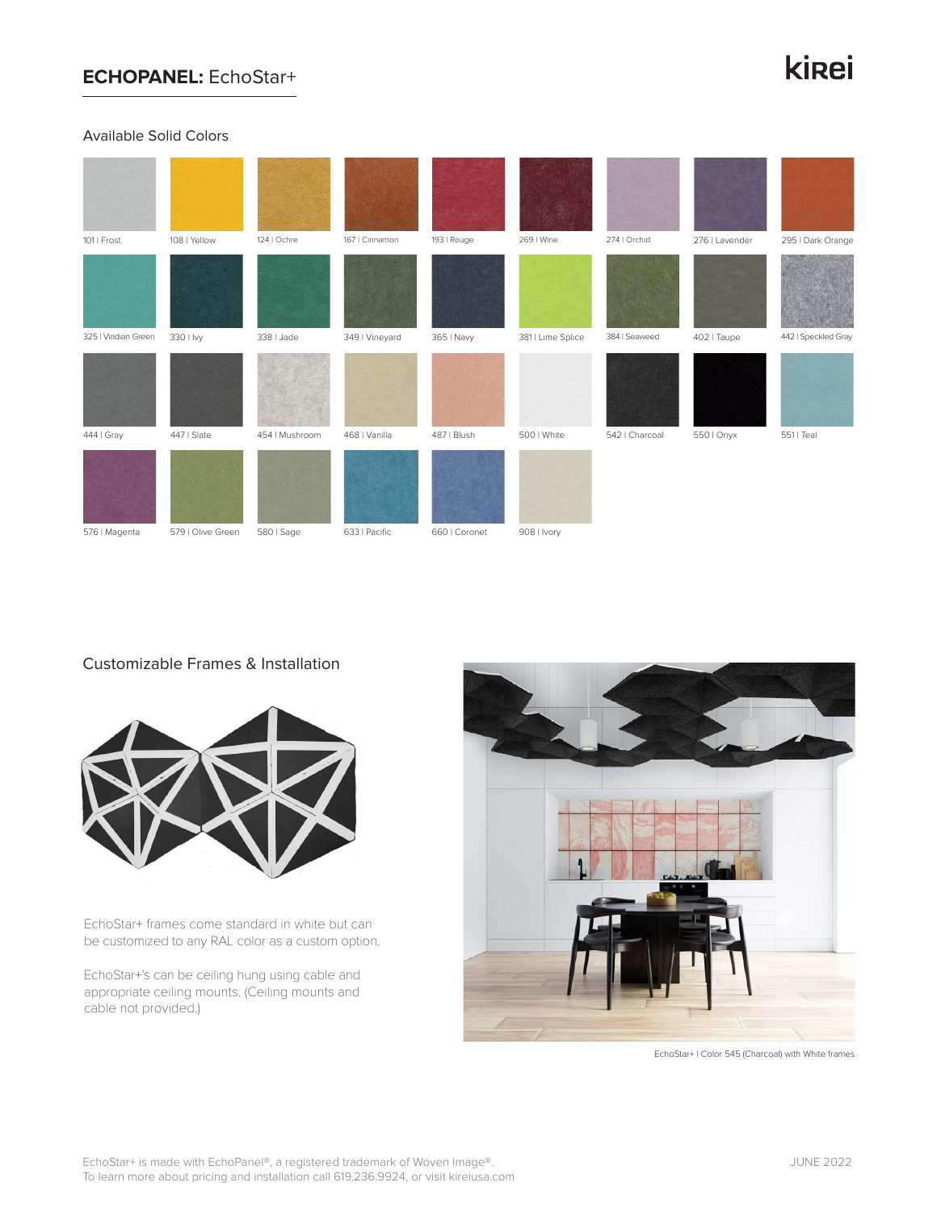## ECHOPANEL: EchoStar+

kirei

### Available Solid Colors

101 | Frost
108 | Yellow
124 | Ochre
167 | Cinnamon
193 | Rouge
269 | Wine
274 | Orchid
276 | Lavender
295 | Dark Orange

325 | Viridian Green
330 | Ivy
338 | Jade
349 | Vineyard
365 | Navy
381 | Lime Splice
384 | Seaweed
402 | Taupe
442 | Speckled Gray

444 | Gray
447 | Slate
454 | Mushroom
468 | Vanilla
487 | Blush
500 | White
542 | Charcoal
550 | Onyx
551 | Teal

576 | Magenta
579 | Olive Green
580 | Sage
633 | Pacific
660 | Coronet
908 | Ivory

### Customizable Frames & Installation

EchoStar+ frames come standard in white but can be customized to any RAL color as a custom option.

EchoStar+'s can be ceiling hung using cable and appropriate ceiling mounts. (Ceiling mounts and cable not provided.)

EchoStar+ | Color 545 (Charcoal) with White frames

EchoStar+ is made with EchoPanel®, a registered trademark of Woven Image®.
To learn more about pricing and installation call 619.236.9924, or visit kireiusa.com

JUNE 2022